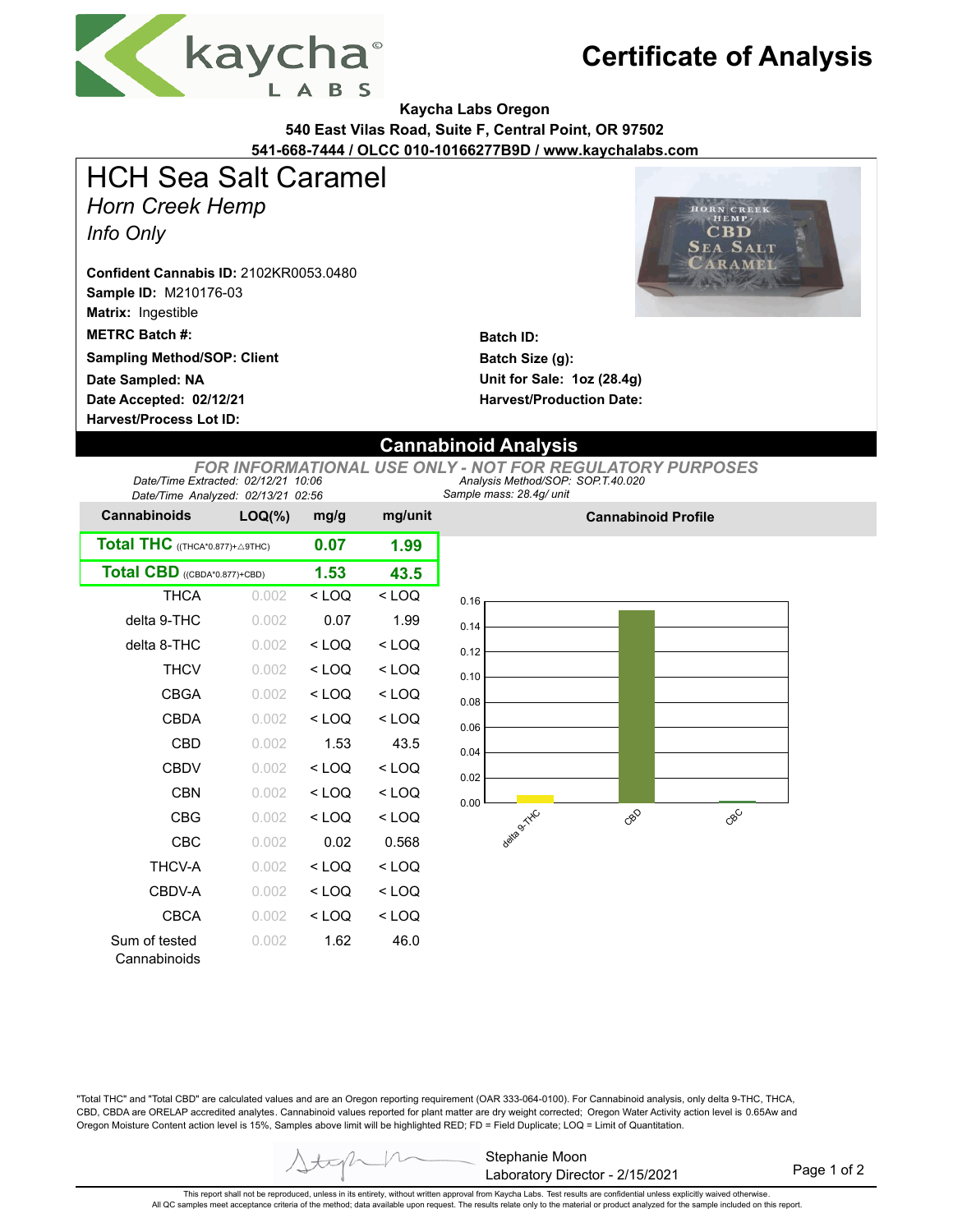# Certificate of Analysis

**Kaycha Labs Oregon**
**540 East Vilas Road, Suite F, Central Point, OR 97502**
**541-668-7444 / OLCC 010-10166277B9D / www.kaychalabs.com**

# HCH Sea Salt Caramel

*Horn Creek Hemp*

*Info Only*

**Confident Cannabis ID:** 2102KR0053.0480
**Sample ID:** M210176-03
**Matrix:** Ingestible
**METRC Batch #:**
**Sampling Method/SOP: Client**
**Date Sampled: NA**
**Date Accepted: 02/12/21**
**Harvest/Process Lot ID:**

**Batch ID:**
**Batch Size (g):**
**Unit for Sale: 1oz (28.4g)**
**Harvest/Production Date:**

## Cannabinoid Analysis

*FOR INFORMATIONAL USE ONLY - NOT FOR REGULATORY PURPOSES*

*Date/Time Extracted: 02/12/21 10:06*
*Date/Time Analyzed: 02/13/21 02:56*
*Analysis Method/SOP: SOP.T.40.020*
*Sample mass: 28.4g/ unit*

| Cannabinoids | LOQ(%) | mg/g | mg/unit |
|---|---|---|---|
| **Total THC** ((THCA*0.877)+△9THC) | | **0.07** | **1.99** |
| **Total CBD** ((CBDA*0.877)+CBD) | | **1.53** | **43.5** |
| THCA | 0.002 | < LOQ | < LOQ |
| delta 9-THC | 0.002 | 0.07 | 1.99 |
| delta 8-THC | 0.002 | < LOQ | < LOQ |
| THCV | 0.002 | < LOQ | < LOQ |
| CBGA | 0.002 | < LOQ | < LOQ |
| CBDA | 0.002 | < LOQ | < LOQ |
| CBD | 0.002 | 1.53 | 43.5 |
| CBDV | 0.002 | < LOQ | < LOQ |
| CBN | 0.002 | < LOQ | < LOQ |
| CBG | 0.002 | < LOQ | < LOQ |
| CBC | 0.002 | 0.02 | 0.568 |
| THCV-A | 0.002 | < LOQ | < LOQ |
| CBDV-A | 0.002 | < LOQ | < LOQ |
| CBCA | 0.002 | < LOQ | < LOQ |
| Sum of tested Cannabinoids | 0.002 | 1.62 | 46.0 |

**Cannabinoid Profile**

"Total THC" and "Total CBD" are calculated values and are an Oregon reporting requirement (OAR 333-064-0100). For Cannabinoid analysis, only delta 9-THC, THCA, CBD, CBDA are ORELAP accredited analytes. Cannabinoid values reported for plant matter are dry weight corrected; Oregon Water Activity action level is 0.65Aw and Oregon Moisture Content action level is 15%, Samples above limit will be highlighted RED; FD = Field Duplicate; LOQ = Limit of Quantitation.

Stephanie Moon
Laboratory Director - 2/15/2021

This report shall not be reproduced, unless in its entirety, without written approval from Kaycha Labs. Test results are confidential unless explicitly waived otherwise.
All QC samples meet acceptance criteria of the method; data available upon request. The results relate only to the material or product analyzed for the sample included on this report.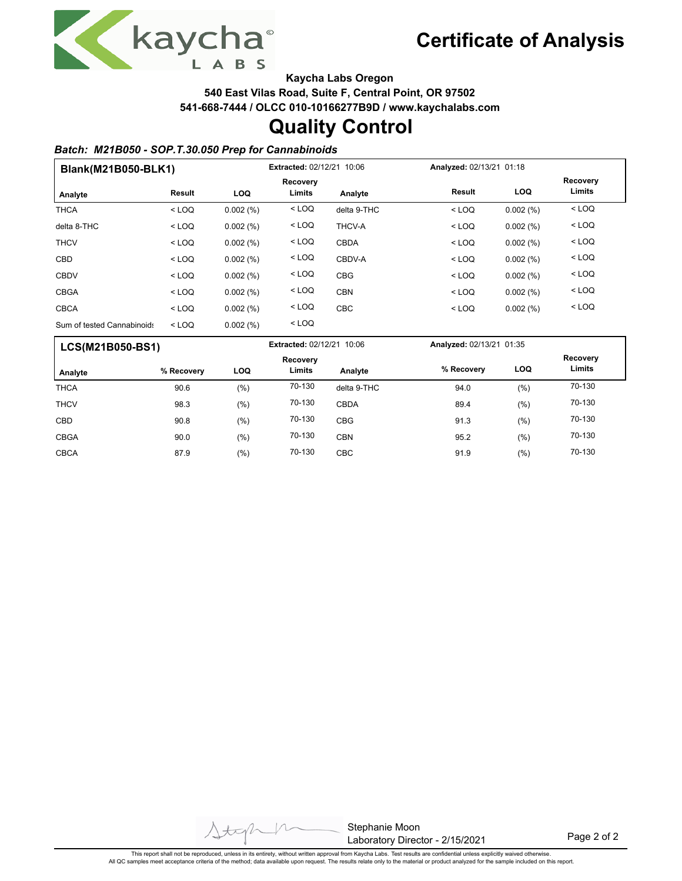# Certificate of Analysis

**Kaycha Labs Oregon**

**540 East Vilas Road, Suite F, Central Point, OR 97502**

**541-668-7444 / OLCC 010-10166277B9D / www.kaychalabs.com**

# Quality Control

***Batch: M21B050 - SOP.T.30.050 Prep for Cannabinoids***

**Blank(M21B050-BLK1)** — **Extracted:** 02/12/21 10:06 — **Analyzed:** 02/13/21 01:18

| Analyte | Result | LOQ | Recovery Limits | Analyte | Result | LOQ | Recovery Limits |
|---|---|---|---|---|---|---|---|
| THCA | < LOQ | 0.002 (%) | < LOQ | delta 9-THC | < LOQ | 0.002 (%) | < LOQ |
| delta 8-THC | < LOQ | 0.002 (%) | < LOQ | THCV-A | < LOQ | 0.002 (%) | < LOQ |
| THCV | < LOQ | 0.002 (%) | < LOQ | CBDA | < LOQ | 0.002 (%) | < LOQ |
| CBD | < LOQ | 0.002 (%) | < LOQ | CBDV-A | < LOQ | 0.002 (%) | < LOQ |
| CBDV | < LOQ | 0.002 (%) | < LOQ | CBG | < LOQ | 0.002 (%) | < LOQ |
| CBGA | < LOQ | 0.002 (%) | < LOQ | CBN | < LOQ | 0.002 (%) | < LOQ |
| CBCA | < LOQ | 0.002 (%) | < LOQ | CBC | < LOQ | 0.002 (%) | < LOQ |
| Sum of tested Cannabinoids | < LOQ | 0.002 (%) | < LOQ | | | | |

**LCS(M21B050-BS1)** — **Extracted:** 02/12/21 10:06 — **Analyzed:** 02/13/21 01:35

| Analyte | % Recovery | LOQ | Recovery Limits | Analyte | % Recovery | LOQ | Recovery Limits |
|---|---|---|---|---|---|---|---|
| THCA | 90.6 | (%) | 70-130 | delta 9-THC | 94.0 | (%) | 70-130 |
| THCV | 98.3 | (%) | 70-130 | CBDA | 89.4 | (%) | 70-130 |
| CBD | 90.8 | (%) | 70-130 | CBG | 91.3 | (%) | 70-130 |
| CBGA | 90.0 | (%) | 70-130 | CBN | 95.2 | (%) | 70-130 |
| CBCA | 87.9 | (%) | 70-130 | CBC | 91.9 | (%) | 70-130 |

Stephanie Moon
Laboratory Director - 2/15/2021

This report shall not be reproduced, unless in its entirety, without written approval from Kaycha Labs. Test results are confidential unless explicitly waived otherwise.
All QC samples meet acceptance criteria of the method; data available upon request. The results relate only to the material or product analyzed for the sample included on this report.